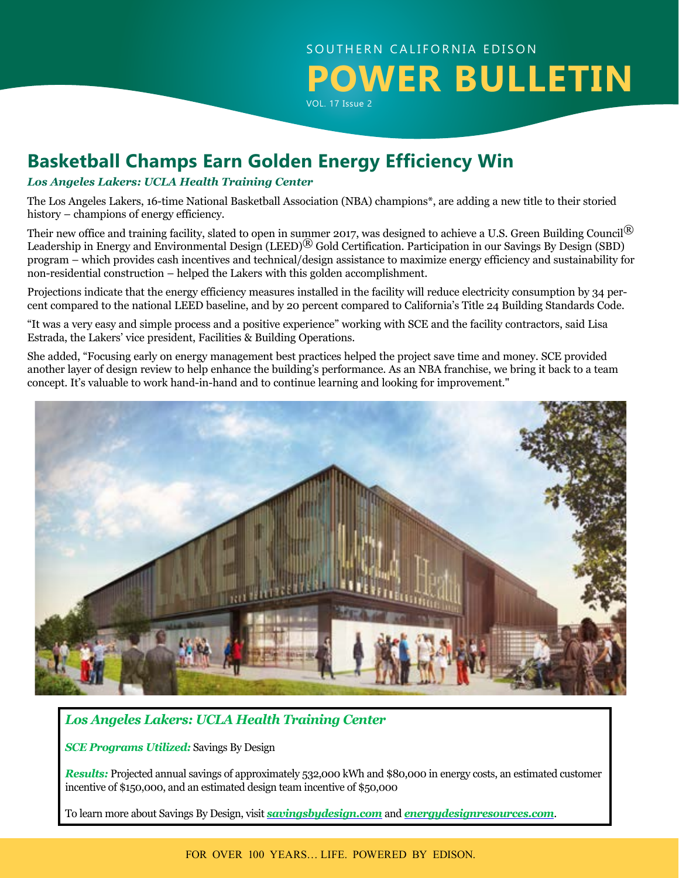SOUTHERN CALIFORNIA EDISON

# POWER BULLETIN

VOL. 17 Issue 2

## Basketball Champs Earn Golden Energy Efficiency Win

***Los Angeles Lakers: UCLA Health Training Center***

The Los Angeles Lakers, 16-time National Basketball Association (NBA) champions*, are adding a new title to their storied history – champions of energy efficiency.

Their new office and training facility, slated to open in summer 2017, was designed to achieve a U.S. Green Building Council® Leadership in Energy and Environmental Design (LEED)® Gold Certification. Participation in our Savings By Design (SBD) program – which provides cash incentives and technical/design assistance to maximize energy efficiency and sustainability for non-residential construction – helped the Lakers with this golden accomplishment.

Projections indicate that the energy efficiency measures installed in the facility will reduce electricity consumption by 34 percent compared to the national LEED baseline, and by 20 percent compared to California's Title 24 Building Standards Code.

"It was a very easy and simple process and a positive experience" working with SCE and the facility contractors, said Lisa Estrada, the Lakers' vice president, Facilities & Building Operations.

She added, "Focusing early on energy management best practices helped the project save time and money. SCE provided another layer of design review to help enhance the building's performance. As an NBA franchise, we bring it back to a team concept. It's valuable to work hand-in-hand and to continue learning and looking for improvement."

***Los Angeles Lakers: UCLA Health Training Center***

***SCE Programs Utilized:*** Savings By Design

***Results:*** Projected annual savings of approximately 532,000 kWh and $80,000 in energy costs, an estimated customer incentive of $150,000, and an estimated design team incentive of $50,000

To learn more about Savings By Design, visit ***savingsbydesign.com*** and ***energydesignresources.com***.

FOR OVER 100 YEARS… LIFE. POWERED BY EDISON.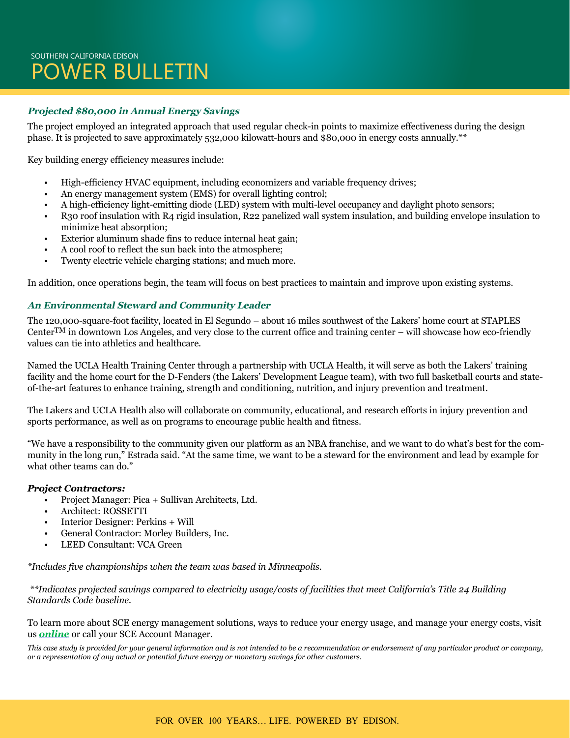### *Projected $80,000 in Annual Energy Savings*

The project employed an integrated approach that used regular check-in points to maximize effectiveness during the design phase. It is projected to save approximately 532,000 kilowatt-hours and $80,000 in energy costs annually.**

Key building energy efficiency measures include:

- High-efficiency HVAC equipment, including economizers and variable frequency drives;
- An energy management system (EMS) for overall lighting control;
- A high-efficiency light-emitting diode (LED) system with multi-level occupancy and daylight photo sensors;
- R30 roof insulation with R4 rigid insulation, R22 panelized wall system insulation, and building envelope insulation to minimize heat absorption;
- Exterior aluminum shade fins to reduce internal heat gain;
- A cool roof to reflect the sun back into the atmosphere;
- Twenty electric vehicle charging stations; and much more.

In addition, once operations begin, the team will focus on best practices to maintain and improve upon existing systems.

### *An Environmental Steward and Community Leader*

The 120,000-square-foot facility, located in El Segundo – about 16 miles southwest of the Lakers' home court at STAPLES Center™ in downtown Los Angeles, and very close to the current office and training center – will showcase how eco-friendly values can tie into athletics and healthcare.

Named the UCLA Health Training Center through a partnership with UCLA Health, it will serve as both the Lakers' training facility and the home court for the D-Fenders (the Lakers' Development League team), with two full basketball courts and state-of-the-art features to enhance training, strength and conditioning, nutrition, and injury prevention and treatment.

The Lakers and UCLA Health also will collaborate on community, educational, and research efforts in injury prevention and sports performance, as well as on programs to encourage public health and fitness.

"We have a responsibility to the community given our platform as an NBA franchise, and we want to do what's best for the community in the long run," Estrada said. "At the same time, we want to be a steward for the environment and lead by example for what other teams can do."

***Project Contractors:***

- Project Manager: Pica + Sullivan Architects, Ltd.
- Architect: ROSSETTI
- Interior Designer: Perkins + Will
- General Contractor: Morley Builders, Inc.
- LEED Consultant: VCA Green

*\*Includes five championships when the team was based in Minneapolis.*

*\*\*Indicates projected savings compared to electricity usage/costs of facilities that meet California's Title 24 Building Standards Code baseline.*

To learn more about SCE energy management solutions, ways to reduce your energy usage, and manage your energy costs, visit us ***online*** or call your SCE Account Manager.

*This case study is provided for your general information and is not intended to be a recommendation or endorsement of any particular product or company, or a representation of any actual or potential future energy or monetary savings for other customers.*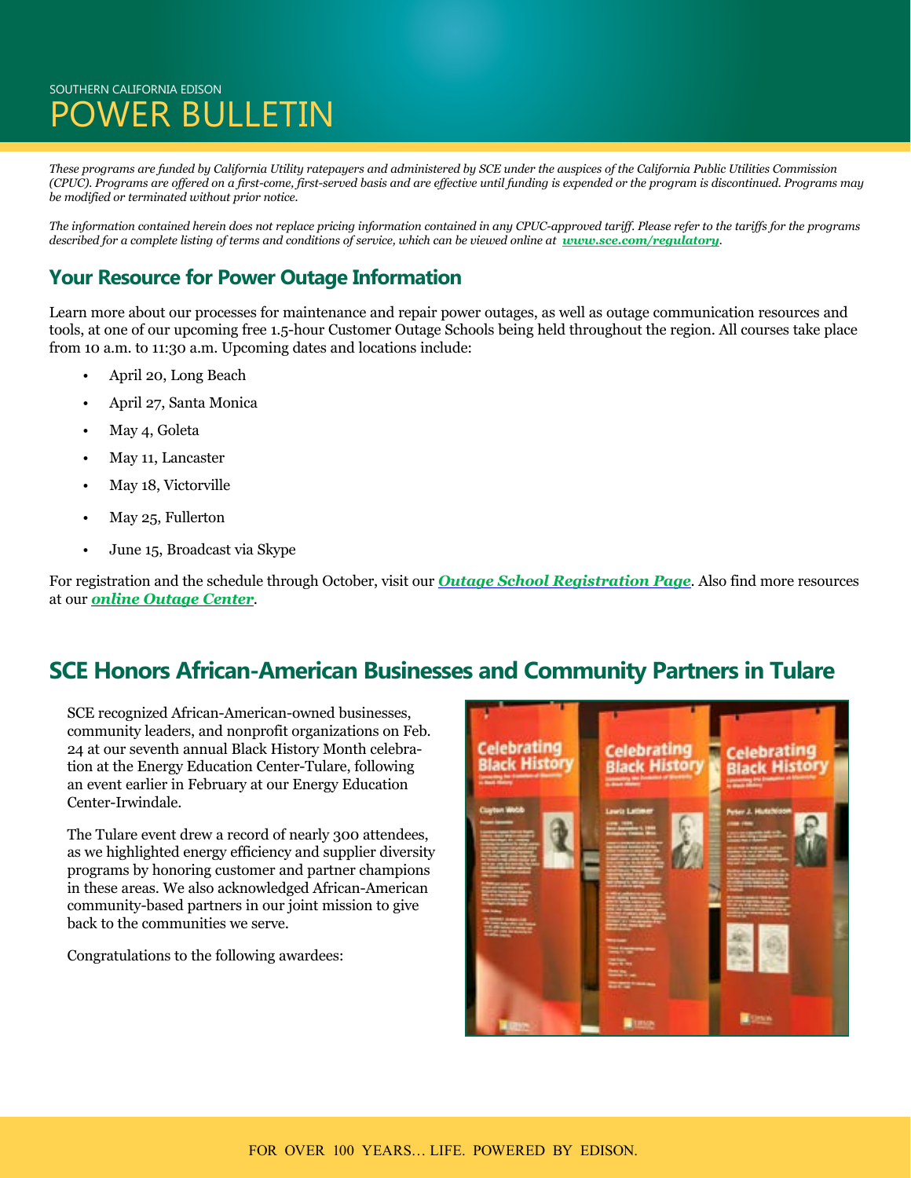SOUTHERN CALIFORNIA EDISON

# POWER BULLETIN

*These programs are funded by California Utility ratepayers and administered by SCE under the auspices of the California Public Utilities Commission (CPUC). Programs are offered on a first-come, first-served basis and are effective until funding is expended or the program is discontinued. Programs may be modified or terminated without prior notice.*

*The information contained herein does not replace pricing information contained in any CPUC-approved tariff. Please refer to the tariffs for the programs described for a complete listing of terms and conditions of service, which can be viewed online at [www.sce.com/regulatory](www.sce.com/regulatory).*

## Your Resource for Power Outage Information

Learn more about our processes for maintenance and repair power outages, as well as outage communication resources and tools, at one of our upcoming free 1.5-hour Customer Outage Schools being held throughout the region. All courses take place from 10 a.m. to 11:30 a.m. Upcoming dates and locations include:

- April 20, Long Beach
- April 27, Santa Monica
- May 4, Goleta
- May 11, Lancaster
- May 18, Victorville
- May 25, Fullerton
- June 15, Broadcast via Skype

For registration and the schedule through October, visit our ***Outage School Registration Page***. Also find more resources at our ***online Outage Center***.

## SCE Honors African-American Businesses and Community Partners in Tulare

SCE recognized African-American-owned businesses, community leaders, and nonprofit organizations on Feb. 24 at our seventh annual Black History Month celebration at the Energy Education Center-Tulare, following an event earlier in February at our Energy Education Center-Irwindale.

The Tulare event drew a record of nearly 300 attendees, as we highlighted energy efficiency and supplier diversity programs by honoring customer and partner champions in these areas. We also acknowledged African-American community-based partners in our joint mission to give back to the communities we serve.

Congratulations to the following awardees:

FOR OVER 100 YEARS... LIFE. POWERED BY EDISON.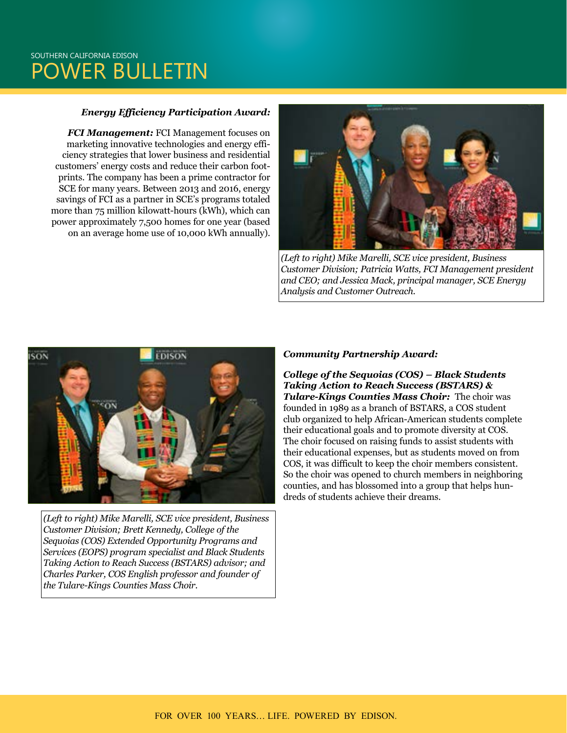***Energy Efficiency Participation Award:***

***FCI Management:*** FCI Management focuses on marketing innovative technologies and energy efficiency strategies that lower business and residential customers' energy costs and reduce their carbon footprints. The company has been a prime contractor for SCE for many years. Between 2013 and 2016, energy savings of FCI as a partner in SCE's programs totaled more than 75 million kilowatt-hours (kWh), which can power approximately 7,500 homes for one year (based on an average home use of 10,000 kWh annually).

*(Left to right) Mike Marelli, SCE vice president, Business Customer Division; Patricia Watts, FCI Management president and CEO; and Jessica Mack, principal manager, SCE Energy Analysis and Customer Outreach.*

***Community Partnership Award:***

***College of the Sequoias (COS) – Black Students Taking Action to Reach Success (BSTARS) & Tulare-Kings Counties Mass Choir:*** The choir was founded in 1989 as a branch of BSTARS, a COS student club organized to help African-American students complete their educational goals and to promote diversity at COS. The choir focused on raising funds to assist students with their educational expenses, but as students moved on from COS, it was difficult to keep the choir members consistent. So the choir was opened to church members in neighboring counties, and has blossomed into a group that helps hundreds of students achieve their dreams.

*(Left to right) Mike Marelli, SCE vice president, Business Customer Division; Brett Kennedy, College of the Sequoias (COS) Extended Opportunity Programs and Services (EOPS) program specialist and Black Students Taking Action to Reach Success (BSTARS) advisor; and Charles Parker, COS English professor and founder of the Tulare-Kings Counties Mass Choir.*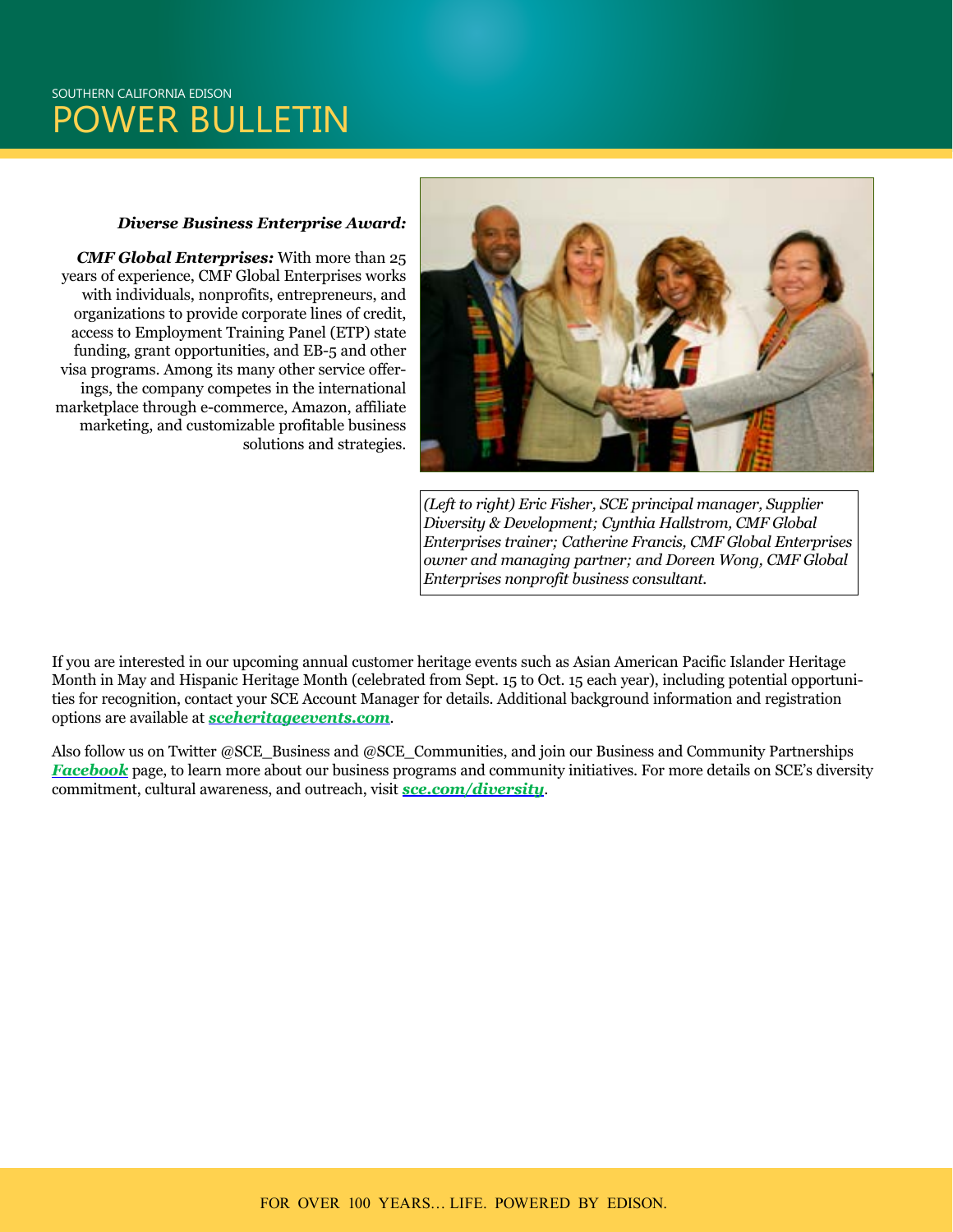***Diverse Business Enterprise Award:***

***CMF Global Enterprises:*** With more than 25 years of experience, CMF Global Enterprises works with individuals, nonprofits, entrepreneurs, and organizations to provide corporate lines of credit, access to Employment Training Panel (ETP) state funding, grant opportunities, and EB-5 and other visa programs. Among its many other service offerings, the company competes in the international marketplace through e-commerce, Amazon, affiliate marketing, and customizable profitable business solutions and strategies.

*(Left to right) Eric Fisher, SCE principal manager, Supplier Diversity & Development; Cynthia Hallstrom, CMF Global Enterprises trainer; Catherine Francis, CMF Global Enterprises owner and managing partner; and Doreen Wong, CMF Global Enterprises nonprofit business consultant.*

If you are interested in our upcoming annual customer heritage events such as Asian American Pacific Islander Heritage Month in May and Hispanic Heritage Month (celebrated from Sept. 15 to Oct. 15 each year), including potential opportunities for recognition, contact your SCE Account Manager for details. Additional background information and registration options are available at ***sceheritageevents.com***.

Also follow us on Twitter @SCE_Business and @SCE_Communities, and join our Business and Community Partnerships ***Facebook*** page, to learn more about our business programs and community initiatives. For more details on SCE's diversity commitment, cultural awareness, and outreach, visit ***sce.com/diversity***.